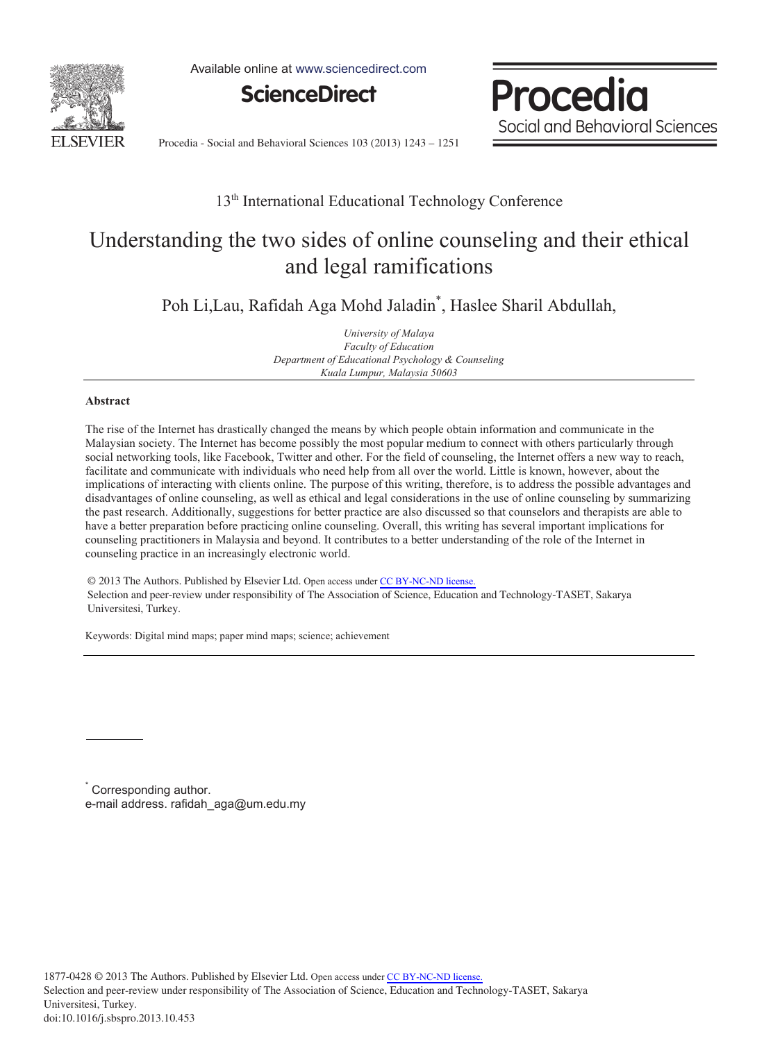13th International Educational Technology Conference

# Understanding the two sides of online counseling and their ethical and legal ramifications

Poh Li,Lau, Rafidah Aga Mohd Jaladin*, Haslee Sharil Abdullah,

*University of Malaya*
*Faculty of Education*
*Department of Educational Psychology & Counseling*
*Kuala Lumpur, Malaysia 50603*

## Abstract

The rise of the Internet has drastically changed the means by which people obtain information and communicate in the Malaysian society. The Internet has become possibly the most popular medium to connect with others particularly through social networking tools, like Facebook, Twitter and other. For the field of counseling, the Internet offers a new way to reach, facilitate and communicate with individuals who need help from all over the world. Little is known, however, about the implications of interacting with clients online. The purpose of this writing, therefore, is to address the possible advantages and disadvantages of online counseling, as well as ethical and legal considerations in the use of online counseling by summarizing the past research. Additionally, suggestions for better practice are also discussed so that counselors and therapists are able to have a better preparation before practicing online counseling. Overall, this writing has several important implications for counseling practitioners in Malaysia and beyond. It contributes to a better understanding of the role of the Internet in counseling practice in an increasingly electronic world.

© 2013 The Authors. Published by Elsevier Ltd. Open access under CC BY-NC-ND license.
Selection and peer-review under responsibility of The Association of Science, Education and Technology-TASET, Sakarya Universitesi, Turkey.

Keywords: Digital mind maps; paper mind maps; science; achievement

---

* Corresponding author.
e-mail address. rafidah_aga@um.edu.my

1877-0428 © 2013 The Authors. Published by Elsevier Ltd. Open access under CC BY-NC-ND license.
Selection and peer-review under responsibility of The Association of Science, Education and Technology-TASET, Sakarya Universitesi, Turkey.
doi:10.1016/j.sbspro.2013.10.453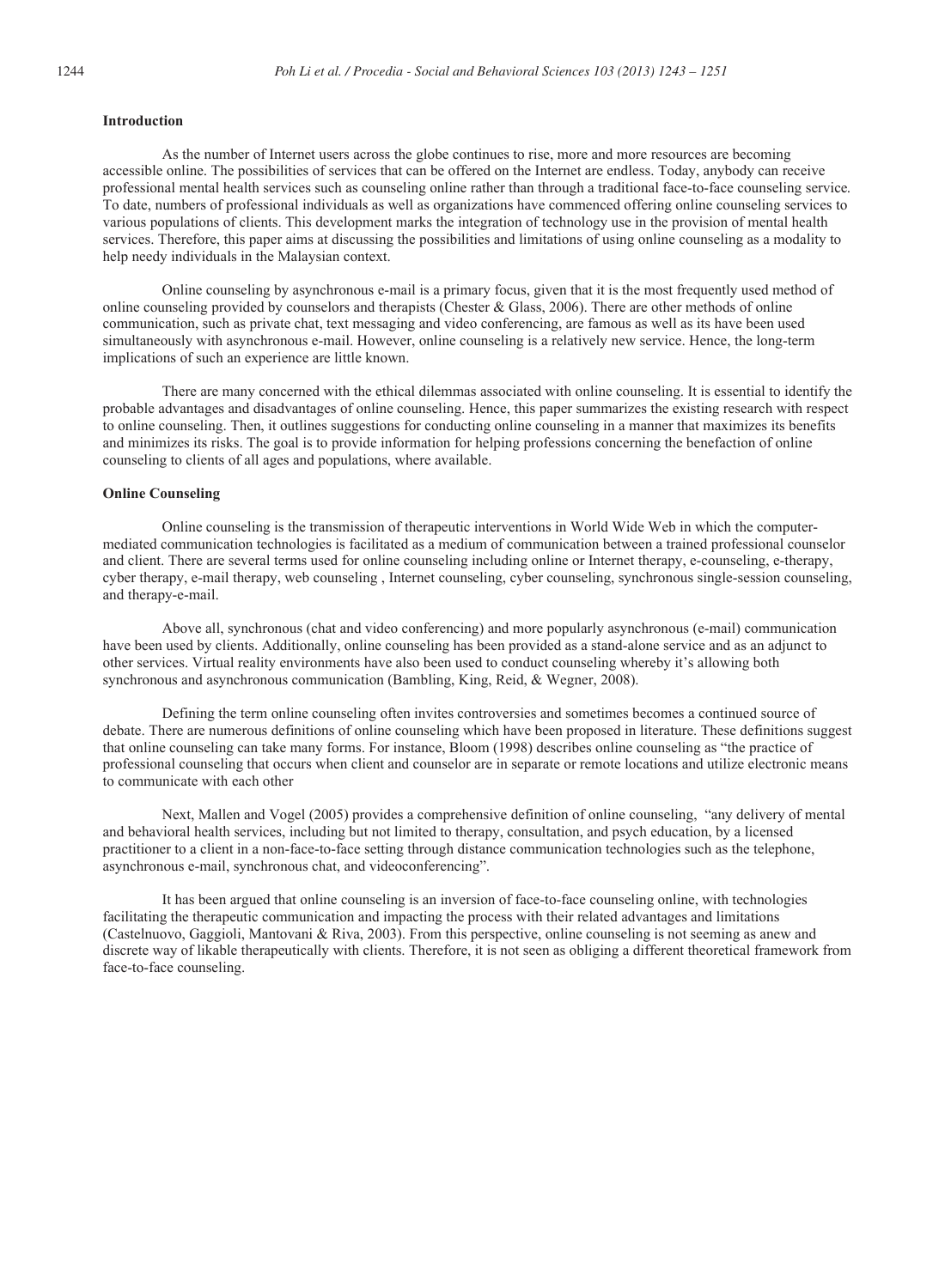## Introduction

As the number of Internet users across the globe continues to rise, more and more resources are becoming accessible online. The possibilities of services that can be offered on the Internet are endless. Today, anybody can receive professional mental health services such as counseling online rather than through a traditional face-to-face counseling service. To date, numbers of professional individuals as well as organizations have commenced offering online counseling services to various populations of clients. This development marks the integration of technology use in the provision of mental health services. Therefore, this paper aims at discussing the possibilities and limitations of using online counseling as a modality to help needy individuals in the Malaysian context.

Online counseling by asynchronous e-mail is a primary focus, given that it is the most frequently used method of online counseling provided by counselors and therapists (Chester & Glass, 2006). There are other methods of online communication, such as private chat, text messaging and video conferencing, are famous as well as its have been used simultaneously with asynchronous e-mail. However, online counseling is a relatively new service. Hence, the long-term implications of such an experience are little known.

There are many concerned with the ethical dilemmas associated with online counseling. It is essential to identify the probable advantages and disadvantages of online counseling. Hence, this paper summarizes the existing research with respect to online counseling. Then, it outlines suggestions for conducting online counseling in a manner that maximizes its benefits and minimizes its risks. The goal is to provide information for helping professions concerning the benefaction of online counseling to clients of all ages and populations, where available.

## Online Counseling

Online counseling is the transmission of therapeutic interventions in World Wide Web in which the computer-mediated communication technologies is facilitated as a medium of communication between a trained professional counselor and client. There are several terms used for online counseling including online or Internet therapy, e-counseling, e-therapy, cyber therapy, e-mail therapy, web counseling , Internet counseling, cyber counseling, synchronous single-session counseling, and therapy-e-mail.

Above all, synchronous (chat and video conferencing) and more popularly asynchronous (e-mail) communication have been used by clients. Additionally, online counseling has been provided as a stand-alone service and as an adjunct to other services. Virtual reality environments have also been used to conduct counseling whereby it's allowing both synchronous and asynchronous communication (Bambling, King, Reid, & Wegner, 2008).

Defining the term online counseling often invites controversies and sometimes becomes a continued source of debate. There are numerous definitions of online counseling which have been proposed in literature. These definitions suggest that online counseling can take many forms. For instance, Bloom (1998) describes online counseling as "the practice of professional counseling that occurs when client and counselor are in separate or remote locations and utilize electronic means to communicate with each other

Next, Mallen and Vogel (2005) provides a comprehensive definition of online counseling, "any delivery of mental and behavioral health services, including but not limited to therapy, consultation, and psych education, by a licensed practitioner to a client in a non-face-to-face setting through distance communication technologies such as the telephone, asynchronous e-mail, synchronous chat, and videoconferencing".

It has been argued that online counseling is an inversion of face-to-face counseling online, with technologies facilitating the therapeutic communication and impacting the process with their related advantages and limitations (Castelnuovo, Gaggioli, Mantovani & Riva, 2003). From this perspective, online counseling is not seeming as anew and discrete way of likable therapeutically with clients. Therefore, it is not seen as obliging a different theoretical framework from face-to-face counseling.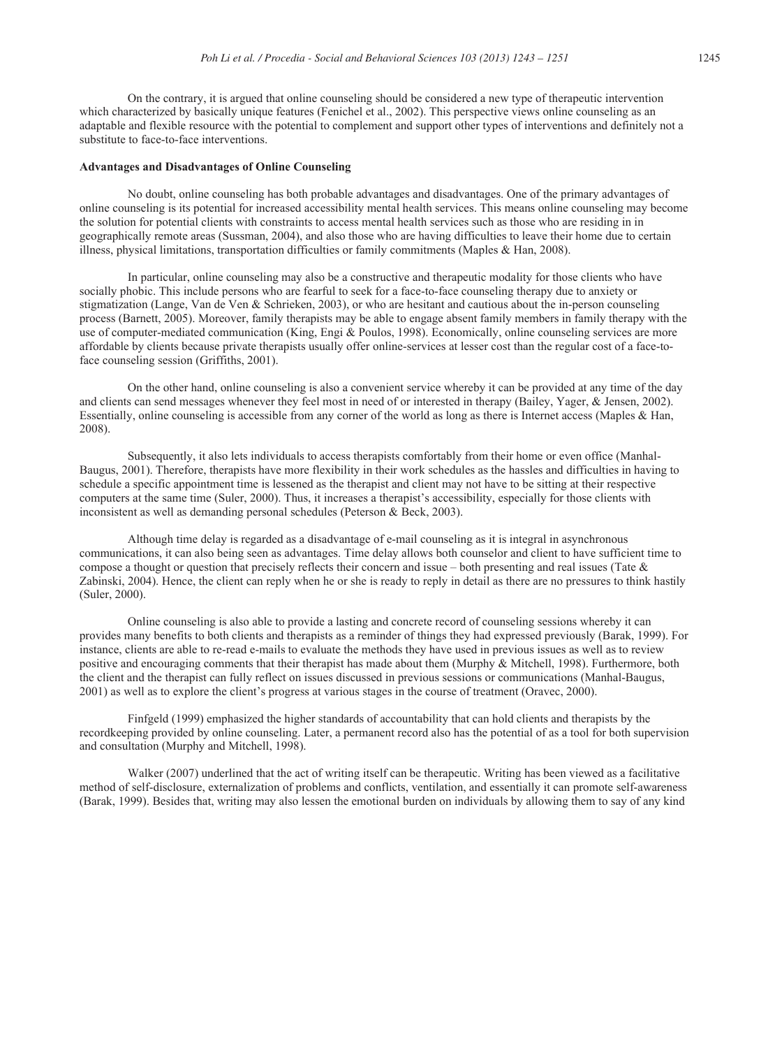On the contrary, it is argued that online counseling should be considered a new type of therapeutic intervention which characterized by basically unique features (Fenichel et al., 2002). This perspective views online counseling as an adaptable and flexible resource with the potential to complement and support other types of interventions and definitely not a substitute to face-to-face interventions.

## Advantages and Disadvantages of Online Counseling

No doubt, online counseling has both probable advantages and disadvantages. One of the primary advantages of online counseling is its potential for increased accessibility mental health services. This means online counseling may become the solution for potential clients with constraints to access mental health services such as those who are residing in in geographically remote areas (Sussman, 2004), and also those who are having difficulties to leave their home due to certain illness, physical limitations, transportation difficulties or family commitments (Maples & Han, 2008).

In particular, online counseling may also be a constructive and therapeutic modality for those clients who have socially phobic. This include persons who are fearful to seek for a face-to-face counseling therapy due to anxiety or stigmatization (Lange, Van de Ven & Schrieken, 2003), or who are hesitant and cautious about the in-person counseling process (Barnett, 2005). Moreover, family therapists may be able to engage absent family members in family therapy with the use of computer-mediated communication (King, Engi & Poulos, 1998). Economically, online counseling services are more affordable by clients because private therapists usually offer online-services at lesser cost than the regular cost of a face-to-face counseling session (Griffiths, 2001).

On the other hand, online counseling is also a convenient service whereby it can be provided at any time of the day and clients can send messages whenever they feel most in need of or interested in therapy (Bailey, Yager, & Jensen, 2002). Essentially, online counseling is accessible from any corner of the world as long as there is Internet access (Maples & Han, 2008).

Subsequently, it also lets individuals to access therapists comfortably from their home or even office (Manhal-Baugus, 2001). Therefore, therapists have more flexibility in their work schedules as the hassles and difficulties in having to schedule a specific appointment time is lessened as the therapist and client may not have to be sitting at their respective computers at the same time (Suler, 2000). Thus, it increases a therapist's accessibility, especially for those clients with inconsistent as well as demanding personal schedules (Peterson & Beck, 2003).

Although time delay is regarded as a disadvantage of e-mail counseling as it is integral in asynchronous communications, it can also being seen as advantages. Time delay allows both counselor and client to have sufficient time to compose a thought or question that precisely reflects their concern and issue – both presenting and real issues (Tate & Zabinski, 2004). Hence, the client can reply when he or she is ready to reply in detail as there are no pressures to think hastily (Suler, 2000).

Online counseling is also able to provide a lasting and concrete record of counseling sessions whereby it can provides many benefits to both clients and therapists as a reminder of things they had expressed previously (Barak, 1999). For instance, clients are able to re-read e-mails to evaluate the methods they have used in previous issues as well as to review positive and encouraging comments that their therapist has made about them (Murphy & Mitchell, 1998). Furthermore, both the client and the therapist can fully reflect on issues discussed in previous sessions or communications (Manhal-Baugus, 2001) as well as to explore the client's progress at various stages in the course of treatment (Oravec, 2000).

Finfgeld (1999) emphasized the higher standards of accountability that can hold clients and therapists by the recordkeeping provided by online counseling. Later, a permanent record also has the potential of as a tool for both supervision and consultation (Murphy and Mitchell, 1998).

Walker (2007) underlined that the act of writing itself can be therapeutic. Writing has been viewed as a facilitative method of self-disclosure, externalization of problems and conflicts, ventilation, and essentially it can promote self-awareness (Barak, 1999). Besides that, writing may also lessen the emotional burden on individuals by allowing them to say of any kind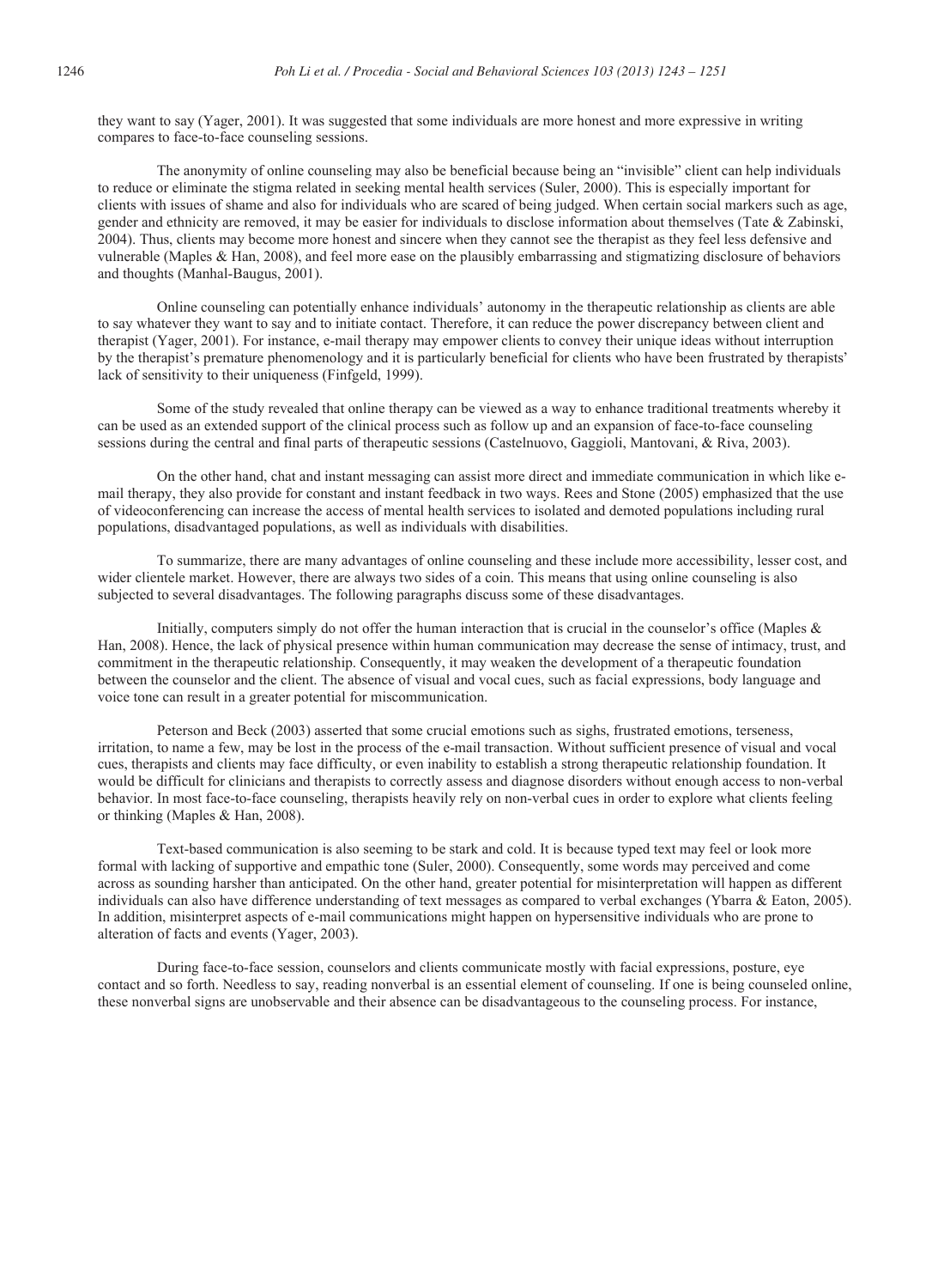they want to say (Yager, 2001). It was suggested that some individuals are more honest and more expressive in writing compares to face-to-face counseling sessions.

The anonymity of online counseling may also be beneficial because being an "invisible" client can help individuals to reduce or eliminate the stigma related in seeking mental health services (Suler, 2000). This is especially important for clients with issues of shame and also for individuals who are scared of being judged. When certain social markers such as age, gender and ethnicity are removed, it may be easier for individuals to disclose information about themselves (Tate & Zabinski, 2004). Thus, clients may become more honest and sincere when they cannot see the therapist as they feel less defensive and vulnerable (Maples & Han, 2008), and feel more ease on the plausibly embarrassing and stigmatizing disclosure of behaviors and thoughts (Manhal-Baugus, 2001).

Online counseling can potentially enhance individuals' autonomy in the therapeutic relationship as clients are able to say whatever they want to say and to initiate contact. Therefore, it can reduce the power discrepancy between client and therapist (Yager, 2001). For instance, e-mail therapy may empower clients to convey their unique ideas without interruption by the therapist's premature phenomenology and it is particularly beneficial for clients who have been frustrated by therapists' lack of sensitivity to their uniqueness (Finfgeld, 1999).

Some of the study revealed that online therapy can be viewed as a way to enhance traditional treatments whereby it can be used as an extended support of the clinical process such as follow up and an expansion of face-to-face counseling sessions during the central and final parts of therapeutic sessions (Castelnuovo, Gaggioli, Mantovani, & Riva, 2003).

On the other hand, chat and instant messaging can assist more direct and immediate communication in which like e-mail therapy, they also provide for constant and instant feedback in two ways. Rees and Stone (2005) emphasized that the use of videoconferencing can increase the access of mental health services to isolated and demoted populations including rural populations, disadvantaged populations, as well as individuals with disabilities.

To summarize, there are many advantages of online counseling and these include more accessibility, lesser cost, and wider clientele market. However, there are always two sides of a coin. This means that using online counseling is also subjected to several disadvantages. The following paragraphs discuss some of these disadvantages.

Initially, computers simply do not offer the human interaction that is crucial in the counselor's office (Maples & Han, 2008). Hence, the lack of physical presence within human communication may decrease the sense of intimacy, trust, and commitment in the therapeutic relationship. Consequently, it may weaken the development of a therapeutic foundation between the counselor and the client. The absence of visual and vocal cues, such as facial expressions, body language and voice tone can result in a greater potential for miscommunication.

Peterson and Beck (2003) asserted that some crucial emotions such as sighs, frustrated emotions, terseness, irritation, to name a few, may be lost in the process of the e-mail transaction. Without sufficient presence of visual and vocal cues, therapists and clients may face difficulty, or even inability to establish a strong therapeutic relationship foundation. It would be difficult for clinicians and therapists to correctly assess and diagnose disorders without enough access to non-verbal behavior. In most face-to-face counseling, therapists heavily rely on non-verbal cues in order to explore what clients feeling or thinking (Maples & Han, 2008).

Text-based communication is also seeming to be stark and cold. It is because typed text may feel or look more formal with lacking of supportive and empathic tone (Suler, 2000). Consequently, some words may perceived and come across as sounding harsher than anticipated. On the other hand, greater potential for misinterpretation will happen as different individuals can also have difference understanding of text messages as compared to verbal exchanges (Ybarra & Eaton, 2005). In addition, misinterpret aspects of e-mail communications might happen on hypersensitive individuals who are prone to alteration of facts and events (Yager, 2003).

During face-to-face session, counselors and clients communicate mostly with facial expressions, posture, eye contact and so forth. Needless to say, reading nonverbal is an essential element of counseling. If one is being counseled online, these nonverbal signs are unobservable and their absence can be disadvantageous to the counseling process. For instance,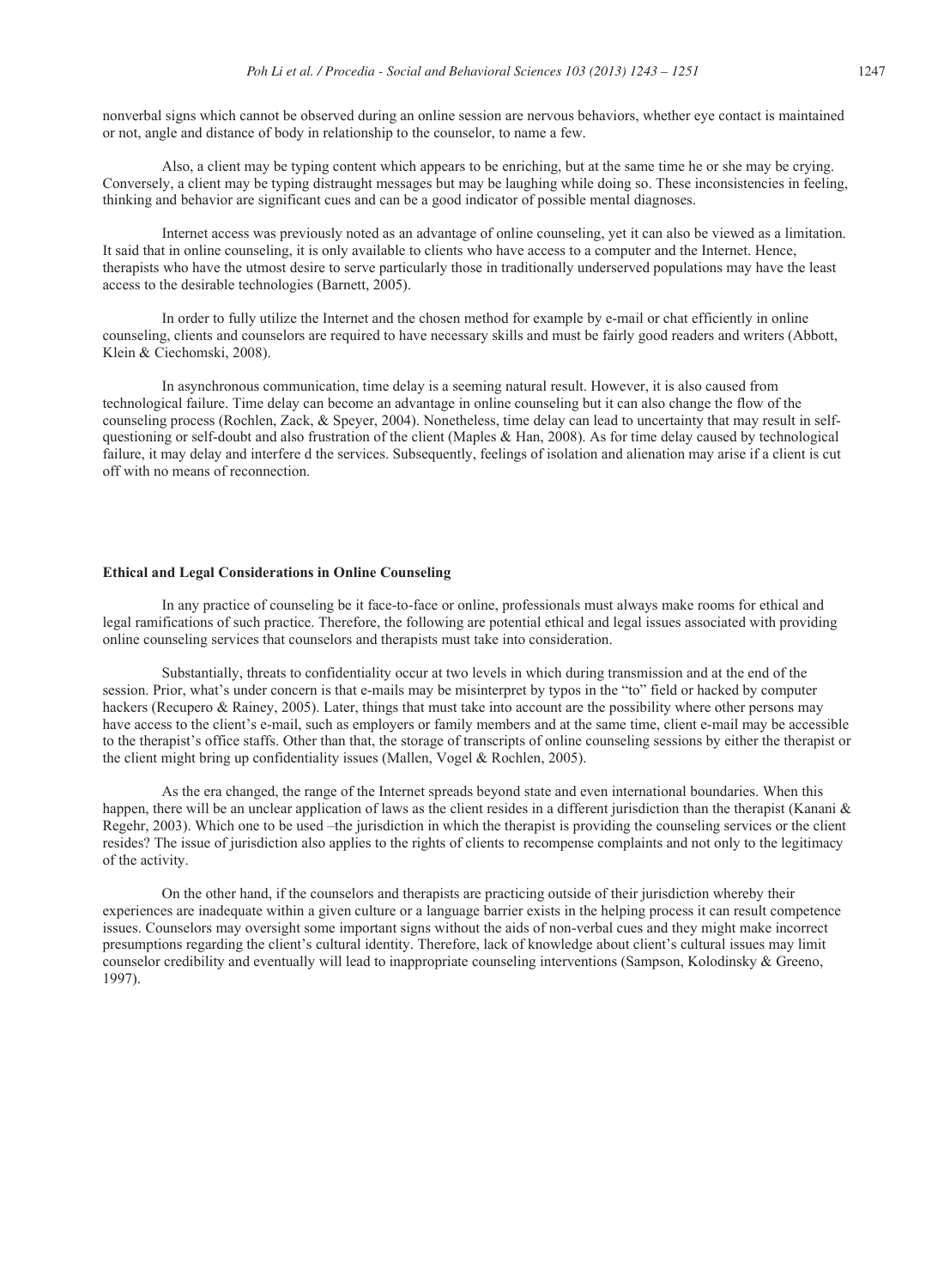nonverbal signs which cannot be observed during an online session are nervous behaviors, whether eye contact is maintained or not, angle and distance of body in relationship to the counselor, to name a few.

Also, a client may be typing content which appears to be enriching, but at the same time he or she may be crying. Conversely, a client may be typing distraught messages but may be laughing while doing so. These inconsistencies in feeling, thinking and behavior are significant cues and can be a good indicator of possible mental diagnoses.

Internet access was previously noted as an advantage of online counseling, yet it can also be viewed as a limitation. It said that in online counseling, it is only available to clients who have access to a computer and the Internet. Hence, therapists who have the utmost desire to serve particularly those in traditionally underserved populations may have the least access to the desirable technologies (Barnett, 2005).

In order to fully utilize the Internet and the chosen method for example by e-mail or chat efficiently in online counseling, clients and counselors are required to have necessary skills and must be fairly good readers and writers (Abbott, Klein & Ciechomski, 2008).

In asynchronous communication, time delay is a seeming natural result. However, it is also caused from technological failure. Time delay can become an advantage in online counseling but it can also change the flow of the counseling process (Rochlen, Zack, & Speyer, 2004). Nonetheless, time delay can lead to uncertainty that may result in self-questioning or self-doubt and also frustration of the client (Maples & Han, 2008). As for time delay caused by technological failure, it may delay and interfere d the services. Subsequently, feelings of isolation and alienation may arise if a client is cut off with no means of reconnection.

**Ethical and Legal Considerations in Online Counseling**

In any practice of counseling be it face-to-face or online, professionals must always make rooms for ethical and legal ramifications of such practice. Therefore, the following are potential ethical and legal issues associated with providing online counseling services that counselors and therapists must take into consideration.

Substantially, threats to confidentiality occur at two levels in which during transmission and at the end of the session. Prior, what's under concern is that e-mails may be misinterpret by typos in the "to" field or hacked by computer hackers (Recupero & Rainey, 2005). Later, things that must take into account are the possibility where other persons may have access to the client's e-mail, such as employers or family members and at the same time, client e-mail may be accessible to the therapist's office staffs. Other than that, the storage of transcripts of online counseling sessions by either the therapist or the client might bring up confidentiality issues (Mallen, Vogel & Rochlen, 2005).

As the era changed, the range of the Internet spreads beyond state and even international boundaries. When this happen, there will be an unclear application of laws as the client resides in a different jurisdiction than the therapist (Kanani & Regehr, 2003). Which one to be used –the jurisdiction in which the therapist is providing the counseling services or the client resides? The issue of jurisdiction also applies to the rights of clients to recompense complaints and not only to the legitimacy of the activity.

On the other hand, if the counselors and therapists are practicing outside of their jurisdiction whereby their experiences are inadequate within a given culture or a language barrier exists in the helping process it can result competence issues. Counselors may oversight some important signs without the aids of non-verbal cues and they might make incorrect presumptions regarding the client's cultural identity. Therefore, lack of knowledge about client's cultural issues may limit counselor credibility and eventually will lead to inappropriate counseling interventions (Sampson, Kolodinsky & Greeno, 1997).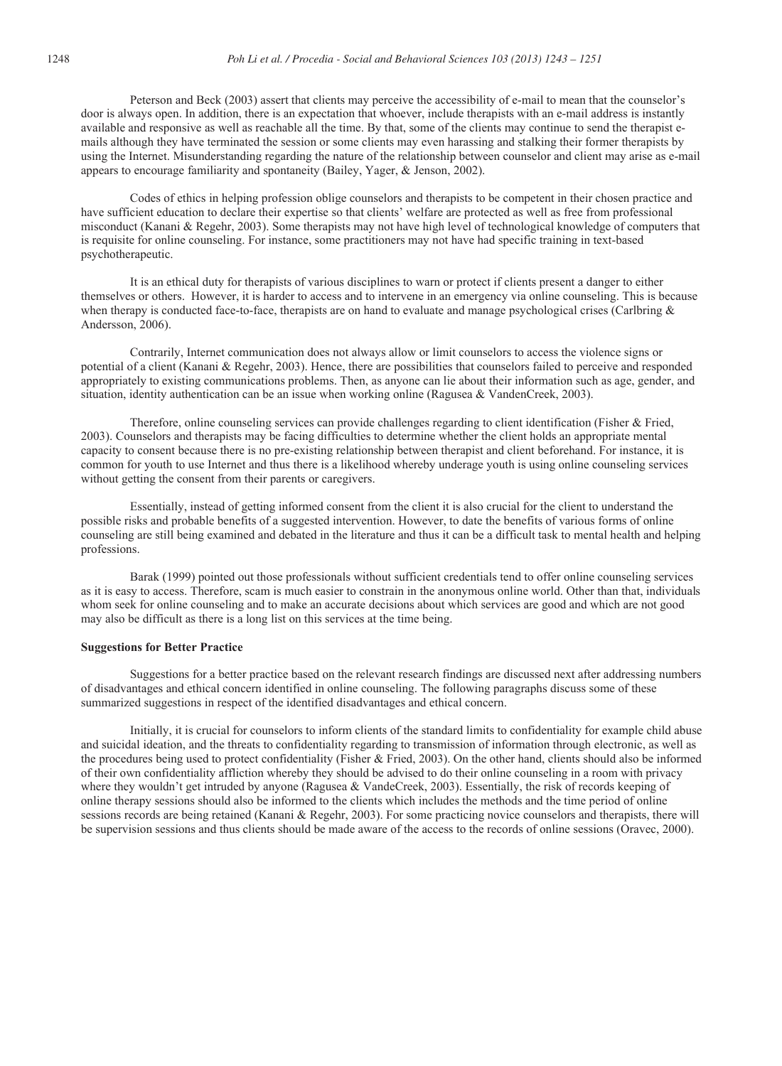Peterson and Beck (2003) assert that clients may perceive the accessibility of e-mail to mean that the counselor's door is always open. In addition, there is an expectation that whoever, include therapists with an e-mail address is instantly available and responsive as well as reachable all the time. By that, some of the clients may continue to send the therapist e-mails although they have terminated the session or some clients may even harassing and stalking their former therapists by using the Internet. Misunderstanding regarding the nature of the relationship between counselor and client may arise as e-mail appears to encourage familiarity and spontaneity (Bailey, Yager, & Jenson, 2002).

Codes of ethics in helping profession oblige counselors and therapists to be competent in their chosen practice and have sufficient education to declare their expertise so that clients' welfare are protected as well as free from professional misconduct (Kanani & Regehr, 2003). Some therapists may not have high level of technological knowledge of computers that is requisite for online counseling. For instance, some practitioners may not have had specific training in text-based psychotherapeutic.

It is an ethical duty for therapists of various disciplines to warn or protect if clients present a danger to either themselves or others. However, it is harder to access and to intervene in an emergency via online counseling. This is because when therapy is conducted face-to-face, therapists are on hand to evaluate and manage psychological crises (Carlbring & Andersson, 2006).

Contrarily, Internet communication does not always allow or limit counselors to access the violence signs or potential of a client (Kanani & Regehr, 2003). Hence, there are possibilities that counselors failed to perceive and responded appropriately to existing communications problems. Then, as anyone can lie about their information such as age, gender, and situation, identity authentication can be an issue when working online (Ragusea & VandenCreek, 2003).

Therefore, online counseling services can provide challenges regarding to client identification (Fisher & Fried, 2003). Counselors and therapists may be facing difficulties to determine whether the client holds an appropriate mental capacity to consent because there is no pre-existing relationship between therapist and client beforehand. For instance, it is common for youth to use Internet and thus there is a likelihood whereby underage youth is using online counseling services without getting the consent from their parents or caregivers.

Essentially, instead of getting informed consent from the client it is also crucial for the client to understand the possible risks and probable benefits of a suggested intervention. However, to date the benefits of various forms of online counseling are still being examined and debated in the literature and thus it can be a difficult task to mental health and helping professions.

Barak (1999) pointed out those professionals without sufficient credentials tend to offer online counseling services as it is easy to access. Therefore, scam is much easier to constrain in the anonymous online world. Other than that, individuals whom seek for online counseling and to make an accurate decisions about which services are good and which are not good may also be difficult as there is a long list on this services at the time being.

**Suggestions for Better Practice**

Suggestions for a better practice based on the relevant research findings are discussed next after addressing numbers of disadvantages and ethical concern identified in online counseling. The following paragraphs discuss some of these summarized suggestions in respect of the identified disadvantages and ethical concern.

Initially, it is crucial for counselors to inform clients of the standard limits to confidentiality for example child abuse and suicidal ideation, and the threats to confidentiality regarding to transmission of information through electronic, as well as the procedures being used to protect confidentiality (Fisher & Fried, 2003). On the other hand, clients should also be informed of their own confidentiality affliction whereby they should be advised to do their online counseling in a room with privacy where they wouldn't get intruded by anyone (Ragusea & VandeCreek, 2003). Essentially, the risk of records keeping of online therapy sessions should also be informed to the clients which includes the methods and the time period of online sessions records are being retained (Kanani & Regehr, 2003). For some practicing novice counselors and therapists, there will be supervision sessions and thus clients should be made aware of the access to the records of online sessions (Oravec, 2000).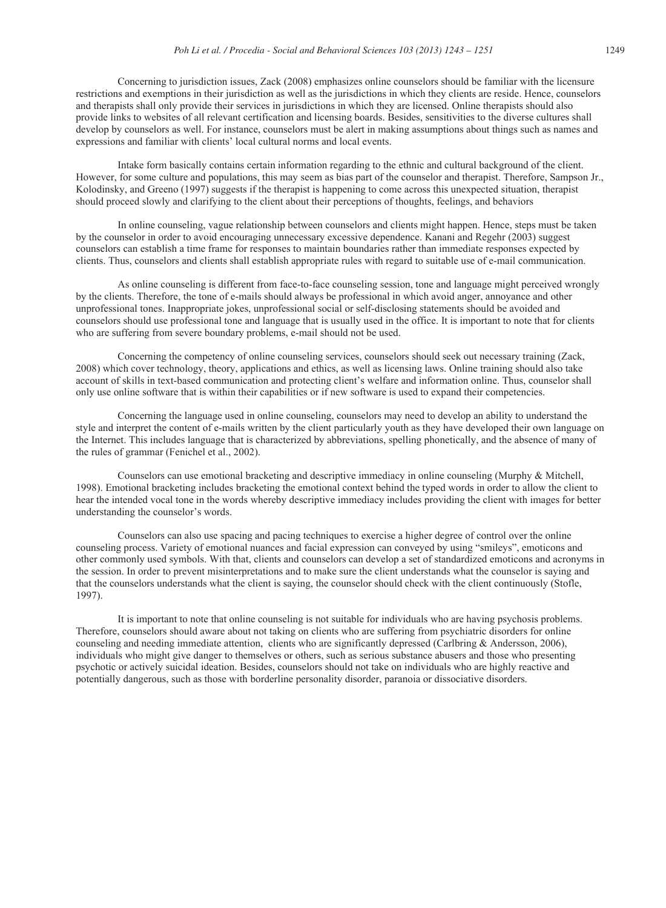Concerning to jurisdiction issues, Zack (2008) emphasizes online counselors should be familiar with the licensure restrictions and exemptions in their jurisdiction as well as the jurisdictions in which they clients are reside. Hence, counselors and therapists shall only provide their services in jurisdictions in which they are licensed. Online therapists should also provide links to websites of all relevant certification and licensing boards. Besides, sensitivities to the diverse cultures shall develop by counselors as well. For instance, counselors must be alert in making assumptions about things such as names and expressions and familiar with clients' local cultural norms and local events.

Intake form basically contains certain information regarding to the ethnic and cultural background of the client. However, for some culture and populations, this may seem as bias part of the counselor and therapist. Therefore, Sampson Jr., Kolodinsky, and Greeno (1997) suggests if the therapist is happening to come across this unexpected situation, therapist should proceed slowly and clarifying to the client about their perceptions of thoughts, feelings, and behaviors

In online counseling, vague relationship between counselors and clients might happen. Hence, steps must be taken by the counselor in order to avoid encouraging unnecessary excessive dependence. Kanani and Regehr (2003) suggest counselors can establish a time frame for responses to maintain boundaries rather than immediate responses expected by clients. Thus, counselors and clients shall establish appropriate rules with regard to suitable use of e-mail communication.

As online counseling is different from face-to-face counseling session, tone and language might perceived wrongly by the clients. Therefore, the tone of e-mails should always be professional in which avoid anger, annoyance and other unprofessional tones. Inappropriate jokes, unprofessional social or self-disclosing statements should be avoided and counselors should use professional tone and language that is usually used in the office. It is important to note that for clients who are suffering from severe boundary problems, e-mail should not be used.

Concerning the competency of online counseling services, counselors should seek out necessary training (Zack, 2008) which cover technology, theory, applications and ethics, as well as licensing laws. Online training should also take account of skills in text-based communication and protecting client's welfare and information online. Thus, counselor shall only use online software that is within their capabilities or if new software is used to expand their competencies.

Concerning the language used in online counseling, counselors may need to develop an ability to understand the style and interpret the content of e-mails written by the client particularly youth as they have developed their own language on the Internet. This includes language that is characterized by abbreviations, spelling phonetically, and the absence of many of the rules of grammar (Fenichel et al., 2002).

Counselors can use emotional bracketing and descriptive immediacy in online counseling (Murphy & Mitchell, 1998). Emotional bracketing includes bracketing the emotional context behind the typed words in order to allow the client to hear the intended vocal tone in the words whereby descriptive immediacy includes providing the client with images for better understanding the counselor's words.

Counselors can also use spacing and pacing techniques to exercise a higher degree of control over the online counseling process. Variety of emotional nuances and facial expression can conveyed by using "smileys", emoticons and other commonly used symbols. With that, clients and counselors can develop a set of standardized emoticons and acronyms in the session. In order to prevent misinterpretations and to make sure the client understands what the counselor is saying and that the counselors understands what the client is saying, the counselor should check with the client continuously (Stofle, 1997).

It is important to note that online counseling is not suitable for individuals who are having psychosis problems. Therefore, counselors should aware about not taking on clients who are suffering from psychiatric disorders for online counseling and needing immediate attention, clients who are significantly depressed (Carlbring & Andersson, 2006), individuals who might give danger to themselves or others, such as serious substance abusers and those who presenting psychotic or actively suicidal ideation. Besides, counselors should not take on individuals who are highly reactive and potentially dangerous, such as those with borderline personality disorder, paranoia or dissociative disorders.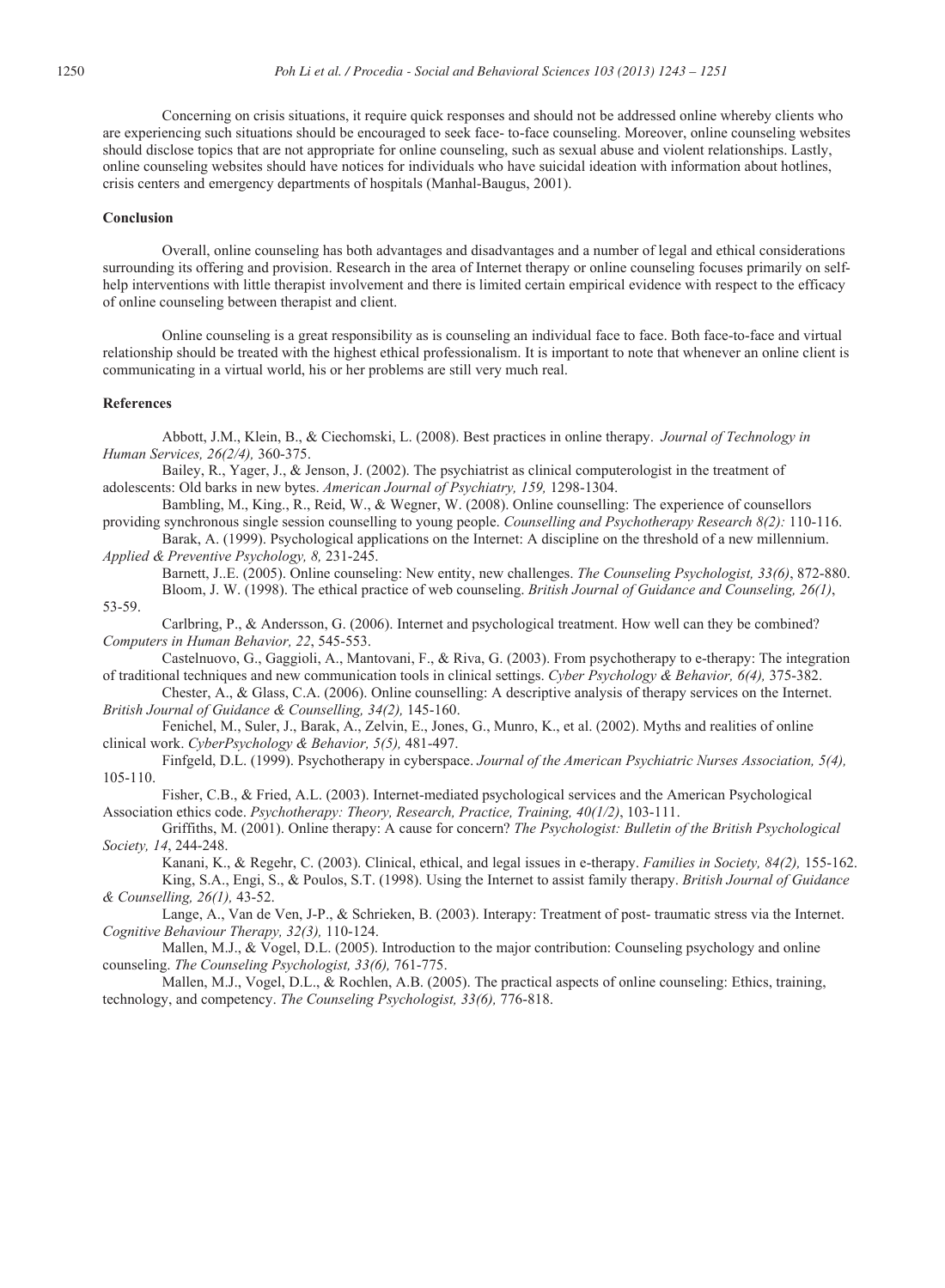Concerning on crisis situations, it require quick responses and should not be addressed online whereby clients who are experiencing such situations should be encouraged to seek face- to-face counseling. Moreover, online counseling websites should disclose topics that are not appropriate for online counseling, such as sexual abuse and violent relationships. Lastly, online counseling websites should have notices for individuals who have suicidal ideation with information about hotlines, crisis centers and emergency departments of hospitals (Manhal-Baugus, 2001).

## Conclusion

Overall, online counseling has both advantages and disadvantages and a number of legal and ethical considerations surrounding its offering and provision. Research in the area of Internet therapy or online counseling focuses primarily on self-help interventions with little therapist involvement and there is limited certain empirical evidence with respect to the efficacy of online counseling between therapist and client.

Online counseling is a great responsibility as is counseling an individual face to face. Both face-to-face and virtual relationship should be treated with the highest ethical professionalism. It is important to note that whenever an online client is communicating in a virtual world, his or her problems are still very much real.

## References

Abbott, J.M., Klein, B., & Ciechomski, L. (2008). Best practices in online therapy. *Journal of Technology in Human Services, 26(2/4),* 360-375.

Bailey, R., Yager, J., & Jenson, J. (2002). The psychiatrist as clinical computerologist in the treatment of adolescents: Old barks in new bytes. *American Journal of Psychiatry, 159,* 1298-1304.

Bambling, M., King., R., Reid, W., & Wegner, W. (2008). Online counselling: The experience of counsellors providing synchronous single session counselling to young people. *Counselling and Psychotherapy Research 8(2):* 110-116.

Barak, A. (1999). Psychological applications on the Internet: A discipline on the threshold of a new millennium. *Applied & Preventive Psychology, 8,* 231-245.

Barnett, J..E. (2005). Online counseling: New entity, new challenges. *The Counseling Psychologist, 33(6)*, 872-880.

Bloom, J. W. (1998). The ethical practice of web counseling. *British Journal of Guidance and Counseling, 26(1)*, 53-59.

Carlbring, P., & Andersson, G. (2006). Internet and psychological treatment. How well can they be combined? *Computers in Human Behavior, 22*, 545-553.

Castelnuovo, G., Gaggioli, A., Mantovani, F., & Riva, G. (2003). From psychotherapy to e-therapy: The integration of traditional techniques and new communication tools in clinical settings. *Cyber Psychology & Behavior, 6(4),* 375-382.

Chester, A., & Glass, C.A. (2006). Online counselling: A descriptive analysis of therapy services on the Internet. *British Journal of Guidance & Counselling, 34(2),* 145-160.

Fenichel, M., Suler, J., Barak, A., Zelvin, E., Jones, G., Munro, K., et al. (2002). Myths and realities of online clinical work. *CyberPsychology & Behavior, 5(5),* 481-497.

Finfgeld, D.L. (1999). Psychotherapy in cyberspace. *Journal of the American Psychiatric Nurses Association, 5(4),* 105-110.

Fisher, C.B., & Fried, A.L. (2003). Internet-mediated psychological services and the American Psychological Association ethics code. *Psychotherapy: Theory, Research, Practice, Training, 40(1/2)*, 103-111.

Griffiths, M. (2001). Online therapy: A cause for concern? *The Psychologist: Bulletin of the British Psychological Society, 14*, 244-248.

Kanani, K., & Regehr, C. (2003). Clinical, ethical, and legal issues in e-therapy. *Families in Society, 84(2),* 155-162.

King, S.A., Engi, S., & Poulos, S.T. (1998). Using the Internet to assist family therapy. *British Journal of Guidance & Counselling, 26(1),* 43-52.

Lange, A., Van de Ven, J-P., & Schrieken, B. (2003). Interapy: Treatment of post- traumatic stress via the Internet. *Cognitive Behaviour Therapy, 32(3),* 110-124.

Mallen, M.J., & Vogel, D.L. (2005). Introduction to the major contribution: Counseling psychology and online counseling. *The Counseling Psychologist, 33(6),* 761-775.

Mallen, M.J., Vogel, D.L., & Rochlen, A.B. (2005). The practical aspects of online counseling: Ethics, training, technology, and competency. *The Counseling Psychologist, 33(6),* 776-818.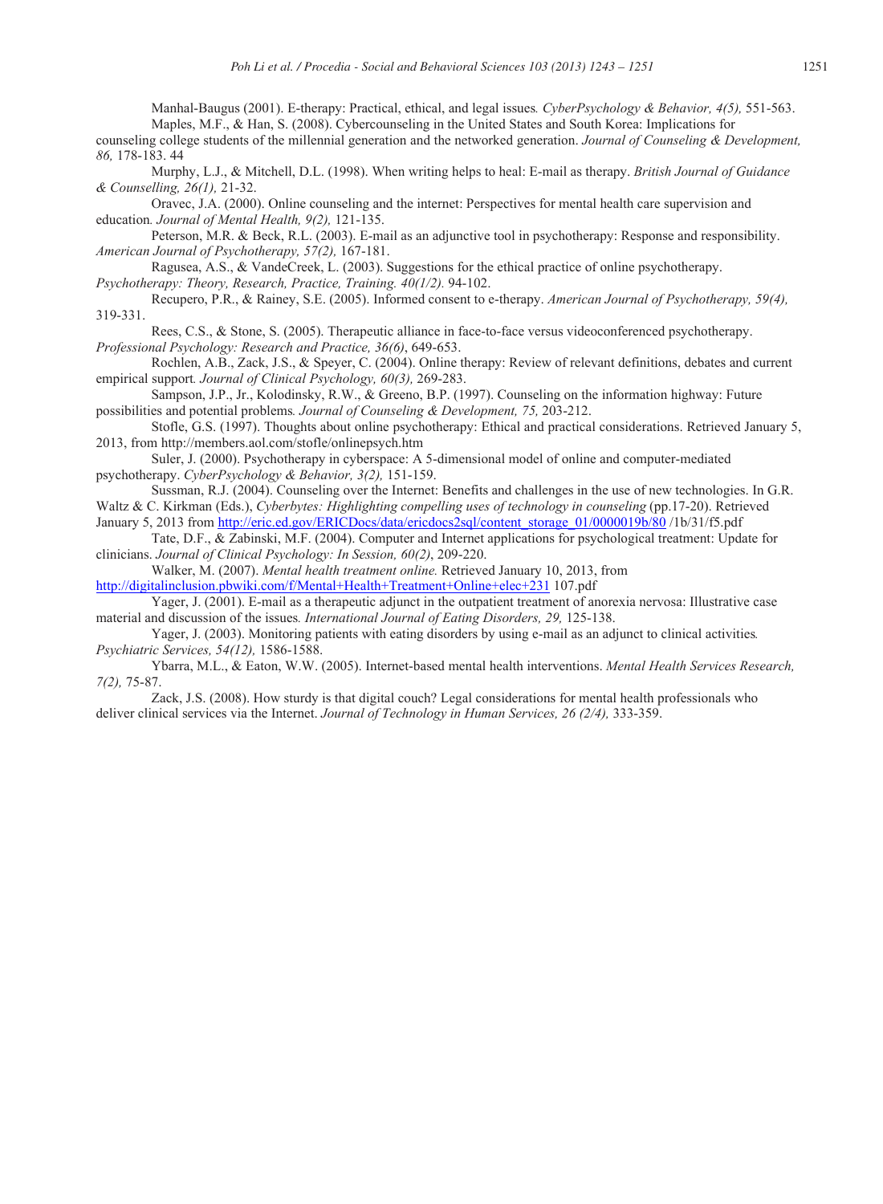Manhal-Baugus (2001). E-therapy: Practical, ethical, and legal issues*. CyberPsychology & Behavior, 4(5),* 551-563.

Maples, M.F., & Han, S. (2008). Cybercounseling in the United States and South Korea: Implications for counseling college students of the millennial generation and the networked generation. *Journal of Counseling & Development, 86,* 178-183. 44

Murphy, L.J., & Mitchell, D.L. (1998). When writing helps to heal: E-mail as therapy. *British Journal of Guidance & Counselling, 26(1),* 21-32.

Oravec, J.A. (2000). Online counseling and the internet: Perspectives for mental health care supervision and education*. Journal of Mental Health, 9(2),* 121-135.

Peterson, M.R. & Beck, R.L. (2003). E-mail as an adjunctive tool in psychotherapy: Response and responsibility. *American Journal of Psychotherapy, 57(2),* 167-181.

Ragusea, A.S., & VandeCreek, L. (2003). Suggestions for the ethical practice of online psychotherapy. *Psychotherapy: Theory, Research, Practice, Training. 40(1/2).* 94-102.

Recupero, P.R., & Rainey, S.E. (2005). Informed consent to e-therapy. *American Journal of Psychotherapy, 59(4),* 319-331.

Rees, C.S., & Stone, S. (2005). Therapeutic alliance in face-to-face versus videoconferenced psychotherapy. *Professional Psychology: Research and Practice, 36(6)*, 649-653.

Rochlen, A.B., Zack, J.S., & Speyer, C. (2004). Online therapy: Review of relevant definitions, debates and current empirical support*. Journal of Clinical Psychology, 60(3),* 269-283.

Sampson, J.P., Jr., Kolodinsky, R.W., & Greeno, B.P. (1997). Counseling on the information highway: Future possibilities and potential problems*. Journal of Counseling & Development, 75,* 203-212.

Stofle, G.S. (1997). Thoughts about online psychotherapy: Ethical and practical considerations. Retrieved January 5, 2013, from http://members.aol.com/stofle/onlinepsych.htm

Suler, J. (2000). Psychotherapy in cyberspace: A 5-dimensional model of online and computer-mediated psychotherapy. *CyberPsychology & Behavior, 3(2),* 151-159.

Sussman, R.J. (2004). Counseling over the Internet: Benefits and challenges in the use of new technologies. In G.R. Waltz & C. Kirkman (Eds.), *Cyberbytes: Highlighting compelling uses of technology in counseling* (pp.17-20). Retrieved January 5, 2013 from http://eric.ed.gov/ERICDocs/data/ericdocs2sql/content_storage_01/0000019b/80 /1b/31/f5.pdf

Tate, D.F., & Zabinski, M.F. (2004). Computer and Internet applications for psychological treatment: Update for clinicians. *Journal of Clinical Psychology: In Session, 60(2)*, 209-220.

Walker, M. (2007). *Mental health treatment online.* Retrieved January 10, 2013, from http://digitalinclusion.pbwiki.com/f/Mental+Health+Treatment+Online+elec+231 107.pdf

Yager, J. (2001). E-mail as a therapeutic adjunct in the outpatient treatment of anorexia nervosa: Illustrative case material and discussion of the issues*. International Journal of Eating Disorders, 29,* 125-138.

Yager, J. (2003). Monitoring patients with eating disorders by using e-mail as an adjunct to clinical activities*. Psychiatric Services, 54(12),* 1586-1588.

Ybarra, M.L., & Eaton, W.W. (2005). Internet-based mental health interventions. *Mental Health Services Research, 7(2),* 75-87.

Zack, J.S. (2008). How sturdy is that digital couch? Legal considerations for mental health professionals who deliver clinical services via the Internet. *Journal of Technology in Human Services, 26 (2/4),* 333-359.